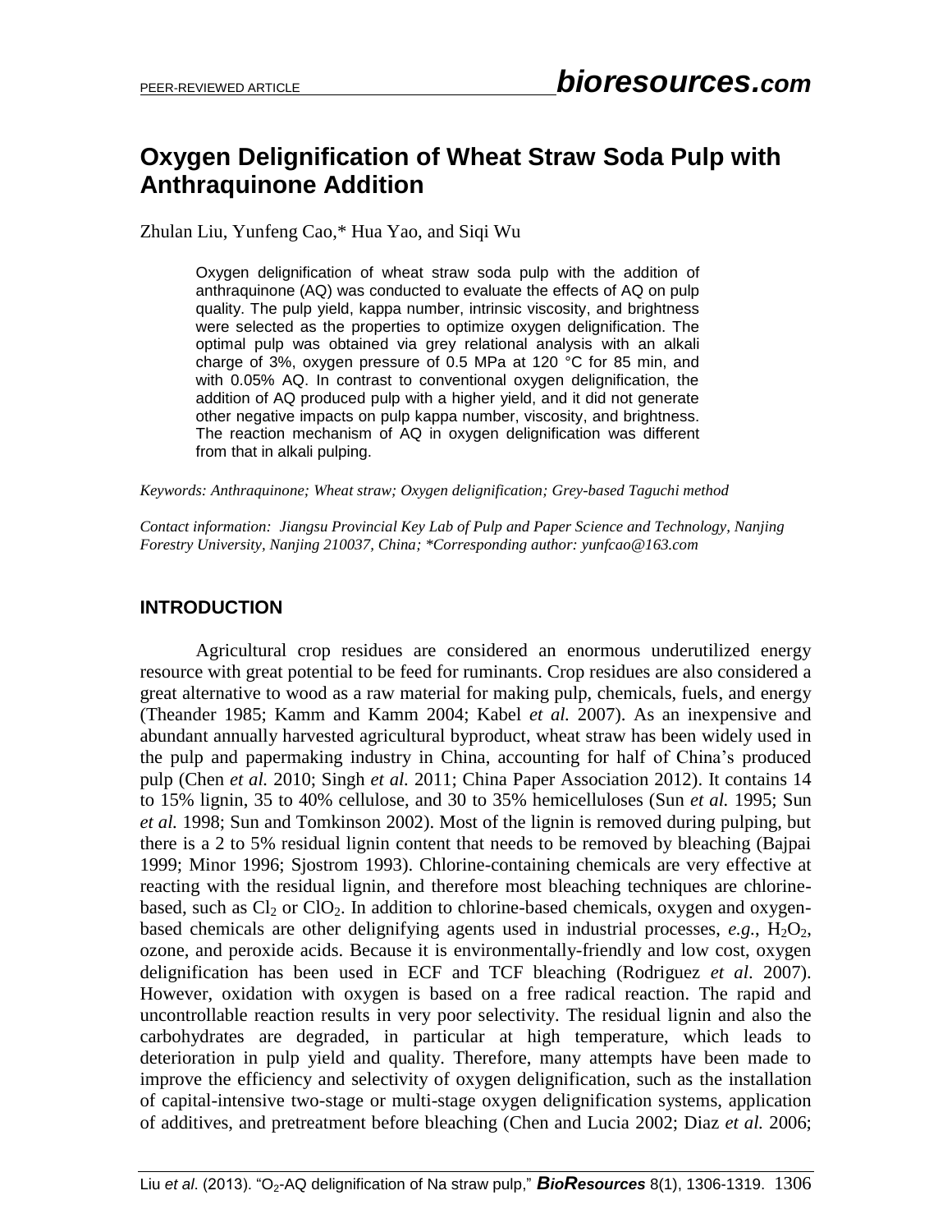# Oxygen Delignification of Wheat Straw Soda Pulp with Anthraquinone Addition

Zhulan Liu, Yunfeng Cao,* Hua Yao, and Siqi Wu

> Oxygen delignification of wheat straw soda pulp with the addition of anthraquinone (AQ) was conducted to evaluate the effects of AQ on pulp quality. The pulp yield, kappa number, intrinsic viscosity, and brightness were selected as the properties to optimize oxygen delignification. The optimal pulp was obtained via grey relational analysis with an alkali charge of 3%, oxygen pressure of 0.5 MPa at 120 °C for 85 min, and with 0.05% AQ. In contrast to conventional oxygen delignification, the addition of AQ produced pulp with a higher yield, and it did not generate other negative impacts on pulp kappa number, viscosity, and brightness. The reaction mechanism of AQ in oxygen delignification was different from that in alkali pulping.

*Keywords: Anthraquinone; Wheat straw; Oxygen delignification; Grey-based Taguchi method*

*Contact information: Jiangsu Provincial Key Lab of Pulp and Paper Science and Technology, Nanjing Forestry University, Nanjing 210037, China; *Corresponding author: yunfcao@163.com*

## INTRODUCTION

Agricultural crop residues are considered an enormous underutilized energy resource with great potential to be feed for ruminants. Crop residues are also considered a great alternative to wood as a raw material for making pulp, chemicals, fuels, and energy (Theander 1985; Kamm and Kamm 2004; Kabel *et al.* 2007). As an inexpensive and abundant annually harvested agricultural byproduct, wheat straw has been widely used in the pulp and papermaking industry in China, accounting for half of China's produced pulp (Chen *et al.* 2010; Singh *et al.* 2011; China Paper Association 2012). It contains 14 to 15% lignin, 35 to 40% cellulose, and 30 to 35% hemicelluloses (Sun *et al.* 1995; Sun *et al.* 1998; Sun and Tomkinson 2002). Most of the lignin is removed during pulping, but there is a 2 to 5% residual lignin content that needs to be removed by bleaching (Bajpai 1999; Minor 1996; Sjostrom 1993). Chlorine-containing chemicals are very effective at reacting with the residual lignin, and therefore most bleaching techniques are chlorine-based, such as $Cl_2$ or $ClO_2$. In addition to chlorine-based chemicals, oxygen and oxygen-based chemicals are other delignifying agents used in industrial processes, *e.g.*, $H_2O_2$, ozone, and peroxide acids. Because it is environmentally-friendly and low cost, oxygen delignification has been used in ECF and TCF bleaching (Rodriguez *et al.* 2007). However, oxidation with oxygen is based on a free radical reaction. The rapid and uncontrollable reaction results in very poor selectivity. The residual lignin and also the carbohydrates are degraded, in particular at high temperature, which leads to deterioration in pulp yield and quality. Therefore, many attempts have been made to improve the efficiency and selectivity of oxygen delignification, such as the installation of capital-intensive two-stage or multi-stage oxygen delignification systems, application of additives, and pretreatment before bleaching (Chen and Lucia 2002; Diaz *et al.* 2006;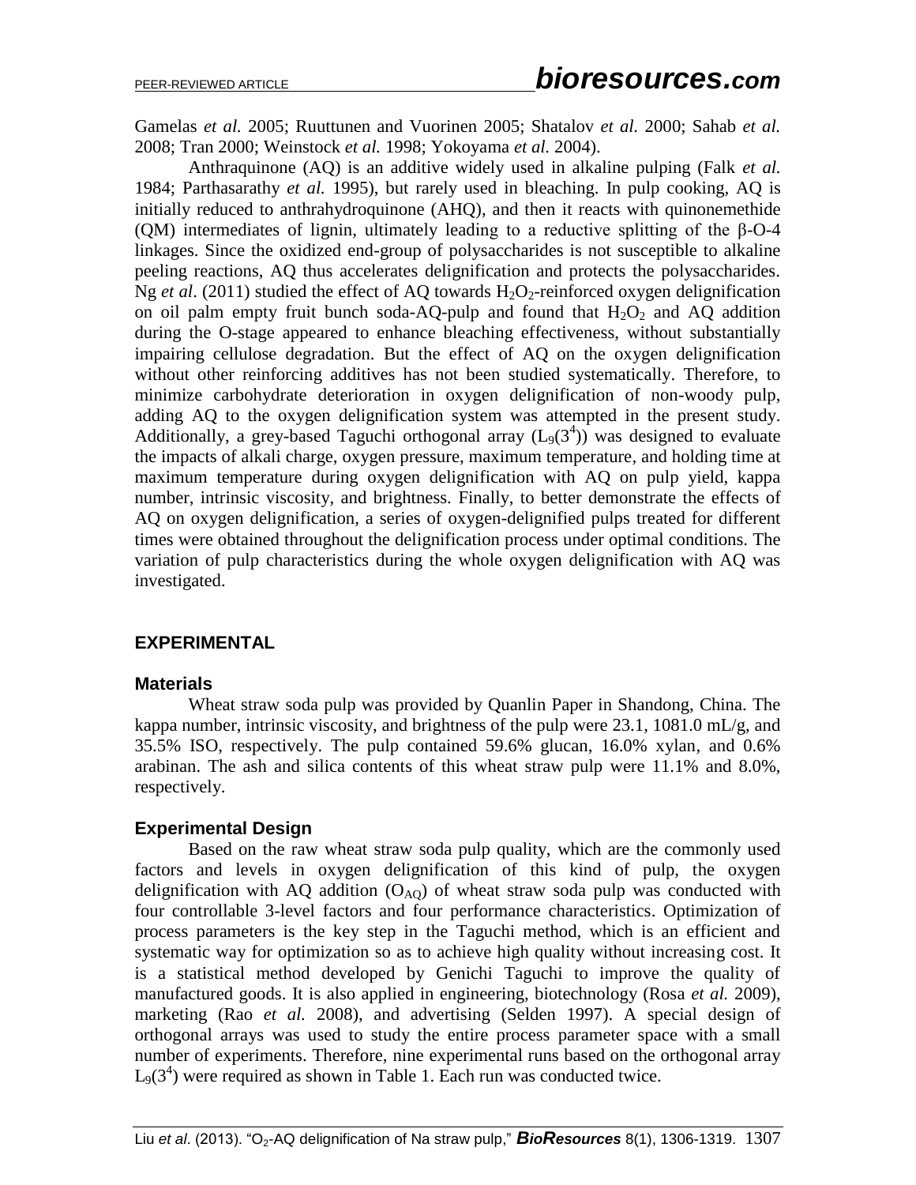Gamelas *et al.* 2005; Ruuttunen and Vuorinen 2005; Shatalov *et al.* 2000; Sahab *et al.* 2008; Tran 2000; Weinstock *et al.* 1998; Yokoyama *et al.* 2004).

Anthraquinone (AQ) is an additive widely used in alkaline pulping (Falk *et al.* 1984; Parthasarathy *et al.* 1995), but rarely used in bleaching. In pulp cooking, AQ is initially reduced to anthrahydroquinone (AHQ), and then it reacts with quinonemethide (QM) intermediates of lignin, ultimately leading to a reductive splitting of the β-O-4 linkages. Since the oxidized end-group of polysaccharides is not susceptible to alkaline peeling reactions, AQ thus accelerates delignification and protects the polysaccharides. Ng *et al*. (2011) studied the effect of AQ towards $H_2O_2$-reinforced oxygen delignification on oil palm empty fruit bunch soda-AQ-pulp and found that $H_2O_2$ and AQ addition during the O-stage appeared to enhance bleaching effectiveness, without substantially impairing cellulose degradation. But the effect of AQ on the oxygen delignification without other reinforcing additives has not been studied systematically. Therefore, to minimize carbohydrate deterioration in oxygen delignification of non-woody pulp, adding AQ to the oxygen delignification system was attempted in the present study. Additionally, a grey-based Taguchi orthogonal array ($L_9(3^4)$) was designed to evaluate the impacts of alkali charge, oxygen pressure, maximum temperature, and holding time at maximum temperature during oxygen delignification with AQ on pulp yield, kappa number, intrinsic viscosity, and brightness. Finally, to better demonstrate the effects of AQ on oxygen delignification, a series of oxygen-delignified pulps treated for different times were obtained throughout the delignification process under optimal conditions. The variation of pulp characteristics during the whole oxygen delignification with AQ was investigated.

## EXPERIMENTAL

### Materials

Wheat straw soda pulp was provided by Quanlin Paper in Shandong, China. The kappa number, intrinsic viscosity, and brightness of the pulp were 23.1, 1081.0 mL/g, and 35.5% ISO, respectively. The pulp contained 59.6% glucan, 16.0% xylan, and 0.6% arabinan. The ash and silica contents of this wheat straw pulp were 11.1% and 8.0%, respectively.

### Experimental Design

Based on the raw wheat straw soda pulp quality, which are the commonly used factors and levels in oxygen delignification of this kind of pulp, the oxygen delignification with AQ addition ($O_{AQ}$) of wheat straw soda pulp was conducted with four controllable 3-level factors and four performance characteristics. Optimization of process parameters is the key step in the Taguchi method, which is an efficient and systematic way for optimization so as to achieve high quality without increasing cost. It is a statistical method developed by Genichi Taguchi to improve the quality of manufactured goods. It is also applied in engineering, biotechnology (Rosa *et al.* 2009), marketing (Rao *et al.* 2008), and advertising (Selden 1997). A special design of orthogonal arrays was used to study the entire process parameter space with a small number of experiments. Therefore, nine experimental runs based on the orthogonal array $L_9(3^4)$ were required as shown in Table 1. Each run was conducted twice.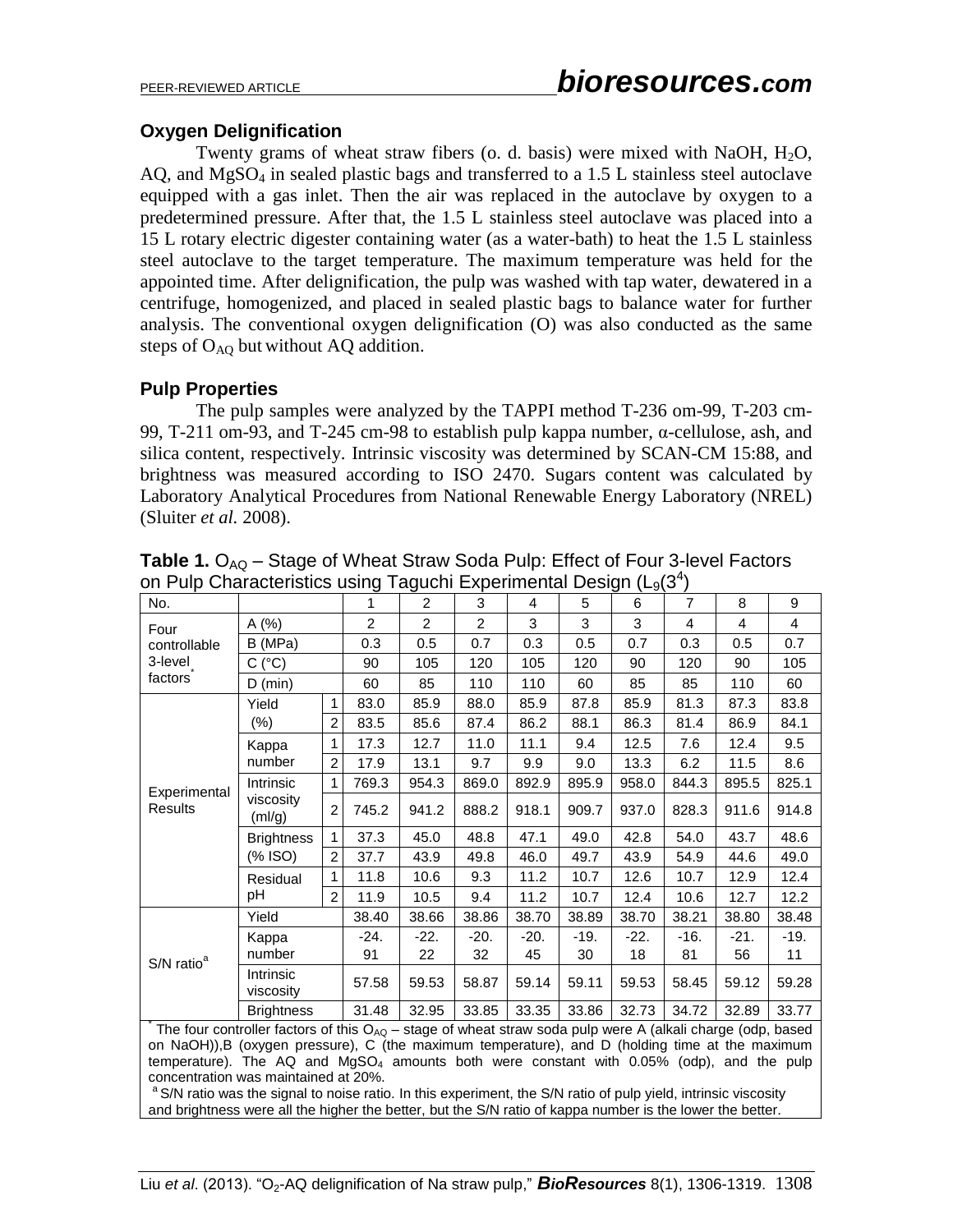## Oxygen Delignification

Twenty grams of wheat straw fibers (o. d. basis) were mixed with NaOH, $H_2O$, AQ, and $MgSO_4$ in sealed plastic bags and transferred to a 1.5 L stainless steel autoclave equipped with a gas inlet. Then the air was replaced in the autoclave by oxygen to a predetermined pressure. After that, the 1.5 L stainless steel autoclave was placed into a 15 L rotary electric digester containing water (as a water-bath) to heat the 1.5 L stainless steel autoclave to the target temperature. The maximum temperature was held for the appointed time. After delignification, the pulp was washed with tap water, dewatered in a centrifuge, homogenized, and placed in sealed plastic bags to balance water for further analysis. The conventional oxygen delignification (O) was also conducted as the same steps of $O_{AQ}$ but without AQ addition.

## Pulp Properties

The pulp samples were analyzed by the TAPPI method T-236 om-99, T-203 cm-99, T-211 om-93, and T-245 cm-98 to establish pulp kappa number, α-cellulose, ash, and silica content, respectively. Intrinsic viscosity was determined by SCAN-CM 15:88, and brightness was measured according to ISO 2470. Sugars content was calculated by Laboratory Analytical Procedures from National Renewable Energy Laboratory (NREL) (Sluiter *et al.* 2008).

**Table 1.** $O_{AQ}$ – Stage of Wheat Straw Soda Pulp: Effect of Four 3-level Factors on Pulp Characteristics using Taguchi Experimental Design ($L_9(3^4)$)

| No. | | | 1 | 2 | 3 | 4 | 5 | 6 | 7 | 8 | 9 |
|---|---|---|---|---|---|---|---|---|---|---|---|
| Four controllable 3-level factors* | A (%) | | 2 | 2 | 2 | 3 | 3 | 3 | 4 | 4 | 4 |
| | B (MPa) | | 0.3 | 0.5 | 0.7 | 0.3 | 0.5 | 0.7 | 0.3 | 0.5 | 0.7 |
| | C (°C) | | 90 | 105 | 120 | 105 | 120 | 90 | 120 | 90 | 105 |
| | D (min) | | 60 | 85 | 110 | 110 | 60 | 85 | 85 | 110 | 60 |
| Experimental Results | Yield (%) | 1 | 83.0 | 85.9 | 88.0 | 85.9 | 87.8 | 85.9 | 81.3 | 87.3 | 83.8 |
| | | 2 | 83.5 | 85.6 | 87.4 | 86.2 | 88.1 | 86.3 | 81.4 | 86.9 | 84.1 |
| | Kappa number | 1 | 17.3 | 12.7 | 11.0 | 11.1 | 9.4 | 12.5 | 7.6 | 12.4 | 9.5 |
| | | 2 | 17.9 | 13.1 | 9.7 | 9.9 | 9.0 | 13.3 | 6.2 | 11.5 | 8.6 |
| | Intrinsic viscosity (ml/g) | 1 | 769.3 | 954.3 | 869.0 | 892.9 | 895.9 | 958.0 | 844.3 | 895.5 | 825.1 |
| | | 2 | 745.2 | 941.2 | 888.2 | 918.1 | 909.7 | 937.0 | 828.3 | 911.6 | 914.8 |
| | Brightness (% ISO) | 1 | 37.3 | 45.0 | 48.8 | 47.1 | 49.0 | 42.8 | 54.0 | 43.7 | 48.6 |
| | | 2 | 37.7 | 43.9 | 49.8 | 46.0 | 49.7 | 43.9 | 54.9 | 44.6 | 49.0 |
| | Residual pH | 1 | 11.8 | 10.6 | 9.3 | 11.2 | 10.7 | 12.6 | 10.7 | 12.9 | 12.4 |
| | | 2 | 11.9 | 10.5 | 9.4 | 11.2 | 10.7 | 12.4 | 10.6 | 12.7 | 12.2 |
| S/N ratio[a] | Yield | | 38.40 | 38.66 | 38.86 | 38.70 | 38.89 | 38.70 | 38.21 | 38.80 | 38.48 |
| | Kappa number | | -24.91 | -22.22 | -20.32 | -20.45 | -19.30 | -22.18 | -16.81 | -21.56 | -19.11 |
| | Intrinsic viscosity | | 57.58 | 59.53 | 58.87 | 59.14 | 59.11 | 59.53 | 58.45 | 59.12 | 59.28 |
| | Brightness | | 31.48 | 32.95 | 33.85 | 33.35 | 33.86 | 32.73 | 34.72 | 32.89 | 33.77 |

\* The four controller factors of this $O_{AQ}$ – stage of wheat straw soda pulp were A (alkali charge (odp, based on NaOH)),B (oxygen pressure), C (the maximum temperature), and D (holding time at the maximum temperature). The AQ and $MgSO_4$ amounts both were constant with 0.05% (odp), and the pulp concentration was maintained at 20%.

[a] S/N ratio was the signal to noise ratio. In this experiment, the S/N ratio of pulp yield, intrinsic viscosity and brightness were all the higher the better, but the S/N ratio of kappa number is the lower the better.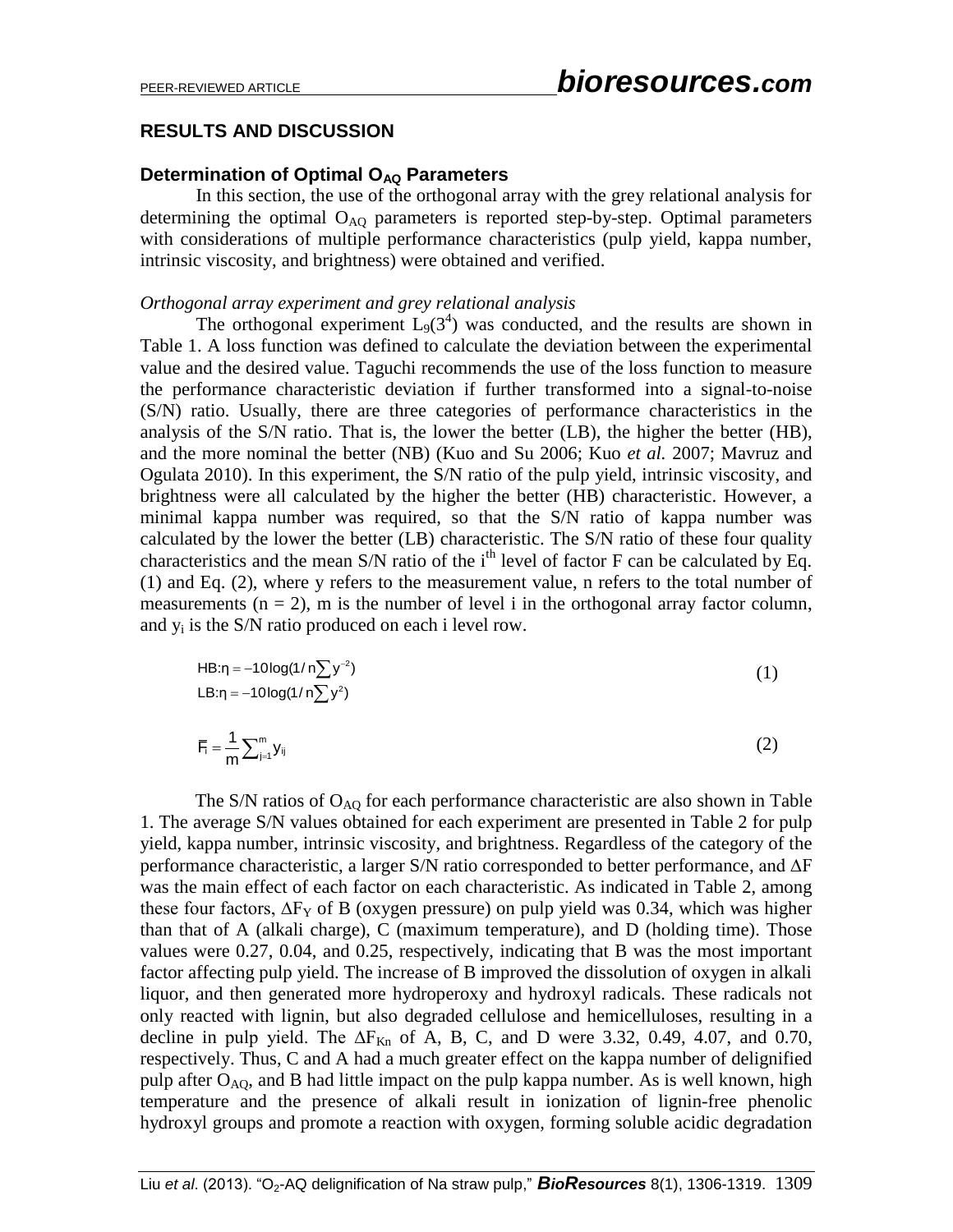## RESULTS AND DISCUSSION

### Determination of Optimal $O_{AQ}$ Parameters

In this section, the use of the orthogonal array with the grey relational analysis for determining the optimal $O_{AQ}$ parameters is reported step-by-step. Optimal parameters with considerations of multiple performance characteristics (pulp yield, kappa number, intrinsic viscosity, and brightness) were obtained and verified.

#### *Orthogonal array experiment and grey relational analysis*

The orthogonal experiment $L_9(3^4)$ was conducted, and the results are shown in Table 1. A loss function was defined to calculate the deviation between the experimental value and the desired value. Taguchi recommends the use of the loss function to measure the performance characteristic deviation if further transformed into a signal-to-noise (S/N) ratio. Usually, there are three categories of performance characteristics in the analysis of the S/N ratio. That is, the lower the better (LB), the higher the better (HB), and the more nominal the better (NB) (Kuo and Su 2006; Kuo *et al.* 2007; Mavruz and Ogulata 2010). In this experiment, the S/N ratio of the pulp yield, intrinsic viscosity, and brightness were all calculated by the higher the better (HB) characteristic. However, a minimal kappa number was required, so that the S/N ratio of kappa number was calculated by the lower the better (LB) characteristic. The S/N ratio of these four quality characteristics and the mean S/N ratio of the $i^{th}$ level of factor F can be calculated by Eq. (1) and Eq. (2), where y refers to the measurement value, n refers to the total number of measurements (n = 2), m is the number of level i in the orthogonal array factor column, and $y_i$ is the S/N ratio produced on each i level row.

$$\begin{aligned} \text{HB}&: \eta = -10\log(1/n\textstyle\sum y^{-2}) \\ \text{LB}&: \eta = -10\log(1/n\textstyle\sum y^{2}) \end{aligned} \tag{1}$$

$$\overline{F}_i = \frac{1}{m}\sum_{j=1}^{m} y_{ij} \tag{2}$$

The S/N ratios of $O_{AQ}$ for each performance characteristic are also shown in Table 1. The average S/N values obtained for each experiment are presented in Table 2 for pulp yield, kappa number, intrinsic viscosity, and brightness. Regardless of the category of the performance characteristic, a larger S/N ratio corresponded to better performance, and $\Delta F$ was the main effect of each factor on each characteristic. As indicated in Table 2, among these four factors, $\Delta F_Y$ of B (oxygen pressure) on pulp yield was 0.34, which was higher than that of A (alkali charge), C (maximum temperature), and D (holding time). Those values were 0.27, 0.04, and 0.25, respectively, indicating that B was the most important factor affecting pulp yield. The increase of B improved the dissolution of oxygen in alkali liquor, and then generated more hydroperoxy and hydroxyl radicals. These radicals not only reacted with lignin, but also degraded cellulose and hemicelluloses, resulting in a decline in pulp yield. The $\Delta F_{Kn}$ of A, B, C, and D were 3.32, 0.49, 4.07, and 0.70, respectively. Thus, C and A had a much greater effect on the kappa number of delignified pulp after $O_{AQ}$, and B had little impact on the pulp kappa number. As is well known, high temperature and the presence of alkali result in ionization of lignin-free phenolic hydroxyl groups and promote a reaction with oxygen, forming soluble acidic degradation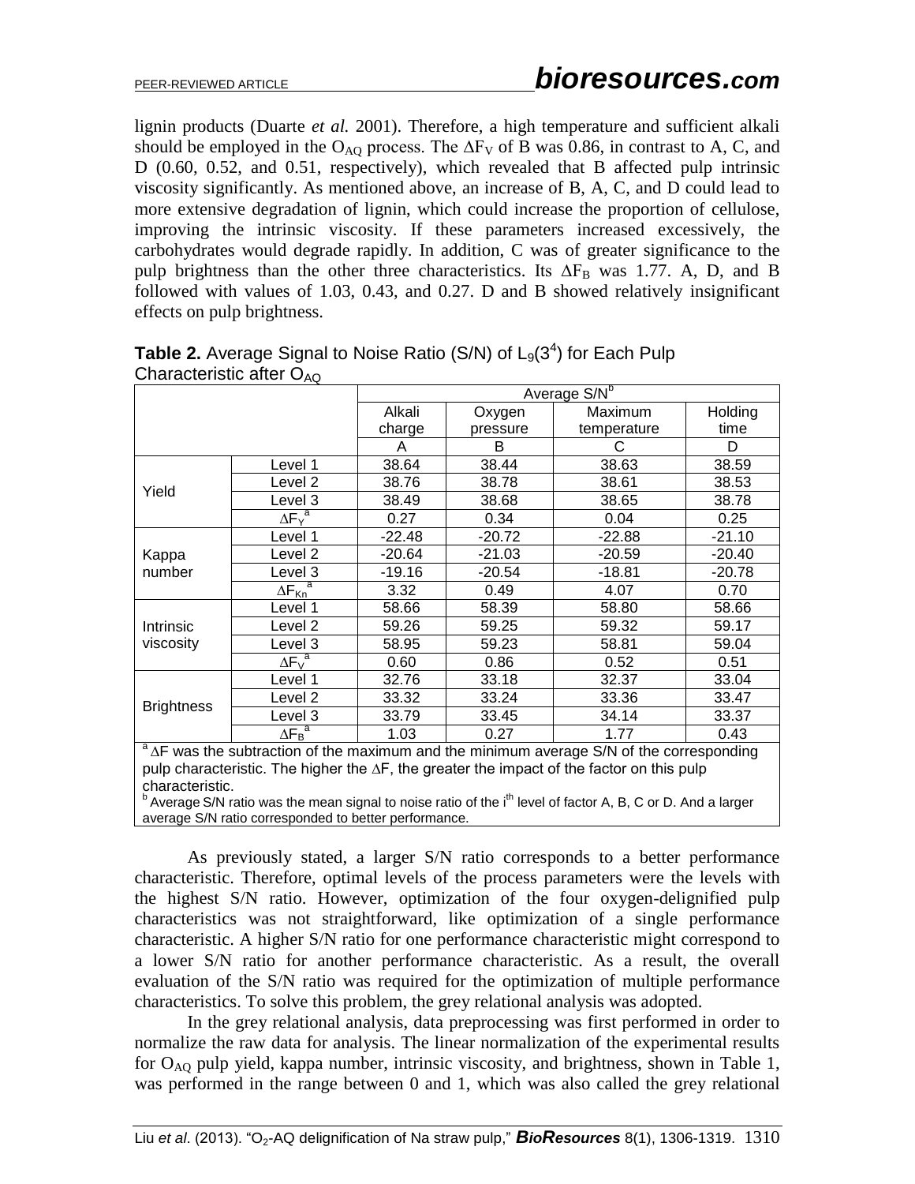lignin products (Duarte *et al.* 2001). Therefore, a high temperature and sufficient alkali should be employed in the $O_{AQ}$ process. The $\Delta F_V$ of B was 0.86, in contrast to A, C, and D (0.60, 0.52, and 0.51, respectively), which revealed that B affected pulp intrinsic viscosity significantly. As mentioned above, an increase of B, A, C, and D could lead to more extensive degradation of lignin, which could increase the proportion of cellulose, improving the intrinsic viscosity. If these parameters increased excessively, the carbohydrates would degrade rapidly. In addition, C was of greater significance to the pulp brightness than the other three characteristics. Its $\Delta F_B$ was 1.77. A, D, and B followed with values of 1.03, 0.43, and 0.27. D and B showed relatively insignificant effects on pulp brightness.

**Table 2.** Average Signal to Noise Ratio (S/N) of $L_9(3^4)$ for Each Pulp Characteristic after $O_{AQ}$

| | | Average S/N[b] | | | |
|---|---|---|---|---|---|
| | | Alkali charge | Oxygen pressure | Maximum temperature | Holding time |
| | | A | B | C | D |
| Yield | Level 1 | 38.64 | 38.44 | 38.63 | 38.59 |
| | Level 2 | 38.76 | 38.78 | 38.61 | 38.53 |
| | Level 3 | 38.49 | 38.68 | 38.65 | 38.78 |
| | $\Delta F_Y$[a] | 0.27 | 0.34 | 0.04 | 0.25 |
| Kappa number | Level 1 | -22.48 | -20.72 | -22.88 | -21.10 |
| | Level 2 | -20.64 | -21.03 | -20.59 | -20.40 |
| | Level 3 | -19.16 | -20.54 | -18.81 | -20.78 |
| | $\Delta F_{Kn}$[a] | 3.32 | 0.49 | 4.07 | 0.70 |
| Intrinsic viscosity | Level 1 | 58.66 | 58.39 | 58.80 | 58.66 |
| | Level 2 | 59.26 | 59.25 | 59.32 | 59.17 |
| | Level 3 | 58.95 | 59.23 | 58.81 | 59.04 |
| | $\Delta F_V$[a] | 0.60 | 0.86 | 0.52 | 0.51 |
| Brightness | Level 1 | 32.76 | 33.18 | 32.37 | 33.04 |
| | Level 2 | 33.32 | 33.24 | 33.36 | 33.47 |
| | Level 3 | 33.79 | 33.45 | 34.14 | 33.37 |
| | $\Delta F_B$[a] | 1.03 | 0.27 | 1.77 | 0.43 |

[a] $\Delta F$ was the subtraction of the maximum and the minimum average S/N of the corresponding pulp characteristic. The higher the $\Delta F$, the greater the impact of the factor on this pulp characteristic.
[b] Average S/N ratio was the mean signal to noise ratio of the $i^{th}$ level of factor A, B, C or D. And a larger average S/N ratio corresponded to better performance.

As previously stated, a larger S/N ratio corresponds to a better performance characteristic. Therefore, optimal levels of the process parameters were the levels with the highest S/N ratio. However, optimization of the four oxygen-delignified pulp characteristics was not straightforward, like optimization of a single performance characteristic. A higher S/N ratio for one performance characteristic might correspond to a lower S/N ratio for another performance characteristic. As a result, the overall evaluation of the S/N ratio was required for the optimization of multiple performance characteristics. To solve this problem, the grey relational analysis was adopted.

In the grey relational analysis, data preprocessing was first performed in order to normalize the raw data for analysis. The linear normalization of the experimental results for $O_{AQ}$ pulp yield, kappa number, intrinsic viscosity, and brightness, shown in Table 1, was performed in the range between 0 and 1, which was also called the grey relational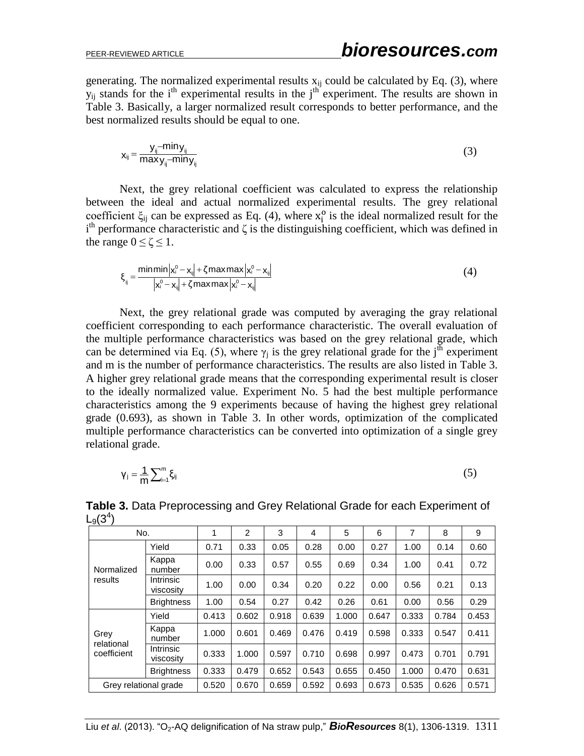generating. The normalized experimental results $x_{ij}$ could be calculated by Eq. (3), where $y_{ij}$ stands for the $i^{th}$ experimental results in the $j^{th}$ experiment. The results are shown in Table 3. Basically, a larger normalized result corresponds to better performance, and the best normalized results should be equal to one.

$$x_{ij} = \frac{y_{ij} - \min y_{ij}}{\max y_{ij} - \min y_{ij}} \tag{3}$$

Next, the grey relational coefficient was calculated to express the relationship between the ideal and actual normalized experimental results. The grey relational coefficient $\xi_{ij}$ can be expressed as Eq. (4), where $x_i^o$ is the ideal normalized result for the $i^{th}$ performance characteristic and $\zeta$ is the distinguishing coefficient, which was defined in the range $0 \leq \zeta \leq 1$.

$$\xi_{ij} = \frac{\min\min\left|x_i^0 - x_{ij}\right| + \zeta\max\max\left|x_i^0 - x_{ij}\right|}{\left|x_i^0 - x_{ij}\right| + \zeta\max\max\left|x_i^0 - x_{ij}\right|} \tag{4}$$

Next, the grey relational grade was computed by averaging the gray relational coefficient corresponding to each performance characteristic. The overall evaluation of the multiple performance characteristics was based on the grey relational grade, which can be determined via Eq. (5), where $\gamma_j$ is the grey relational grade for the $j^{th}$ experiment and m is the number of performance characteristics. The results are also listed in Table 3. A higher grey relational grade means that the corresponding experimental result is closer to the ideally normalized value. Experiment No. 5 had the best multiple performance characteristics among the 9 experiments because of having the highest grey relational grade (0.693), as shown in Table 3. In other words, optimization of the complicated multiple performance characteristics can be converted into optimization of a single grey relational grade.

$$\gamma_j = \frac{1}{m}\sum_{i=1}^{m}\xi_{ij} \tag{5}$$

**Table 3.** Data Preprocessing and Grey Relational Grade for each Experiment of $L_9(3^4)$

| No. | | 1 | 2 | 3 | 4 | 5 | 6 | 7 | 8 | 9 |
|---|---|---|---|---|---|---|---|---|---|---|
| Normalized results | Yield | 0.71 | 0.33 | 0.05 | 0.28 | 0.00 | 0.27 | 1.00 | 0.14 | 0.60 |
| | Kappa number | 0.00 | 0.33 | 0.57 | 0.55 | 0.69 | 0.34 | 1.00 | 0.41 | 0.72 |
| | Intrinsic viscosity | 1.00 | 0.00 | 0.34 | 0.20 | 0.22 | 0.00 | 0.56 | 0.21 | 0.13 |
| | Brightness | 1.00 | 0.54 | 0.27 | 0.42 | 0.26 | 0.61 | 0.00 | 0.56 | 0.29 |
| Grey relational coefficient | Yield | 0.413 | 0.602 | 0.918 | 0.639 | 1.000 | 0.647 | 0.333 | 0.784 | 0.453 |
| | Kappa number | 1.000 | 0.601 | 0.469 | 0.476 | 0.419 | 0.598 | 0.333 | 0.547 | 0.411 |
| | Intrinsic viscosity | 0.333 | 1.000 | 0.597 | 0.710 | 0.698 | 0.997 | 0.473 | 0.701 | 0.791 |
| | Brightness | 0.333 | 0.479 | 0.652 | 0.543 | 0.655 | 0.450 | 1.000 | 0.470 | 0.631 |
| Grey relational grade | | 0.520 | 0.670 | 0.659 | 0.592 | 0.693 | 0.673 | 0.535 | 0.626 | 0.571 |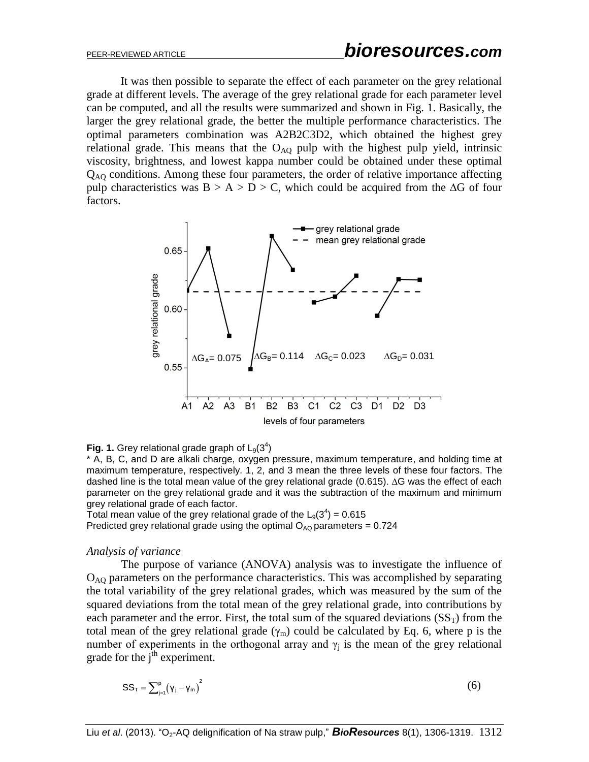It was then possible to separate the effect of each parameter on the grey relational grade at different levels. The average of the grey relational grade for each parameter level can be computed, and all the results were summarized and shown in Fig. 1. Basically, the larger the grey relational grade, the better the multiple performance characteristics. The optimal parameters combination was A2B2C3D2, which obtained the highest grey relational grade. This means that the $O_{AQ}$ pulp with the highest pulp yield, intrinsic viscosity, brightness, and lowest kappa number could be obtained under these optimal $Q_{AQ}$ conditions. Among these four parameters, the order of relative importance affecting pulp characteristics was B > A > D > C, which could be acquired from the $\Delta G$ of four factors.

**Fig. 1.** Grey relational grade graph of $L_9(3^4)$

* A, B, C, and D are alkali charge, oxygen pressure, maximum temperature, and holding time at maximum temperature, respectively. 1, 2, and 3 mean the three levels of these four factors. The dashed line is the total mean value of the grey relational grade (0.615). $\Delta G$ was the effect of each parameter on the grey relational grade and it was the subtraction of the maximum and minimum grey relational grade of each factor.

Total mean value of the grey relational grade of the $L_9(3^4)$ = 0.615

Predicted grey relational grade using the optimal $O_{AQ}$ parameters = 0.724

### *Analysis of variance*

The purpose of variance (ANOVA) analysis was to investigate the influence of $O_{AQ}$ parameters on the performance characteristics. This was accomplished by separating the total variability of the grey relational grades, which was measured by the sum of the squared deviations from the total mean of the grey relational grade, into contributions by each parameter and the error. First, the total sum of the squared deviations ($SS_T$) from the total mean of the grey relational grade ($\gamma_m$) could be calculated by Eq. 6, where p is the number of experiments in the orthogonal array and $\gamma_j$ is the mean of the grey relational grade for the $j^{th}$ experiment.

$$SS_T = \sum_{j=1}^{p} \left(\gamma_j - \gamma_m\right)^2 \tag{6}$$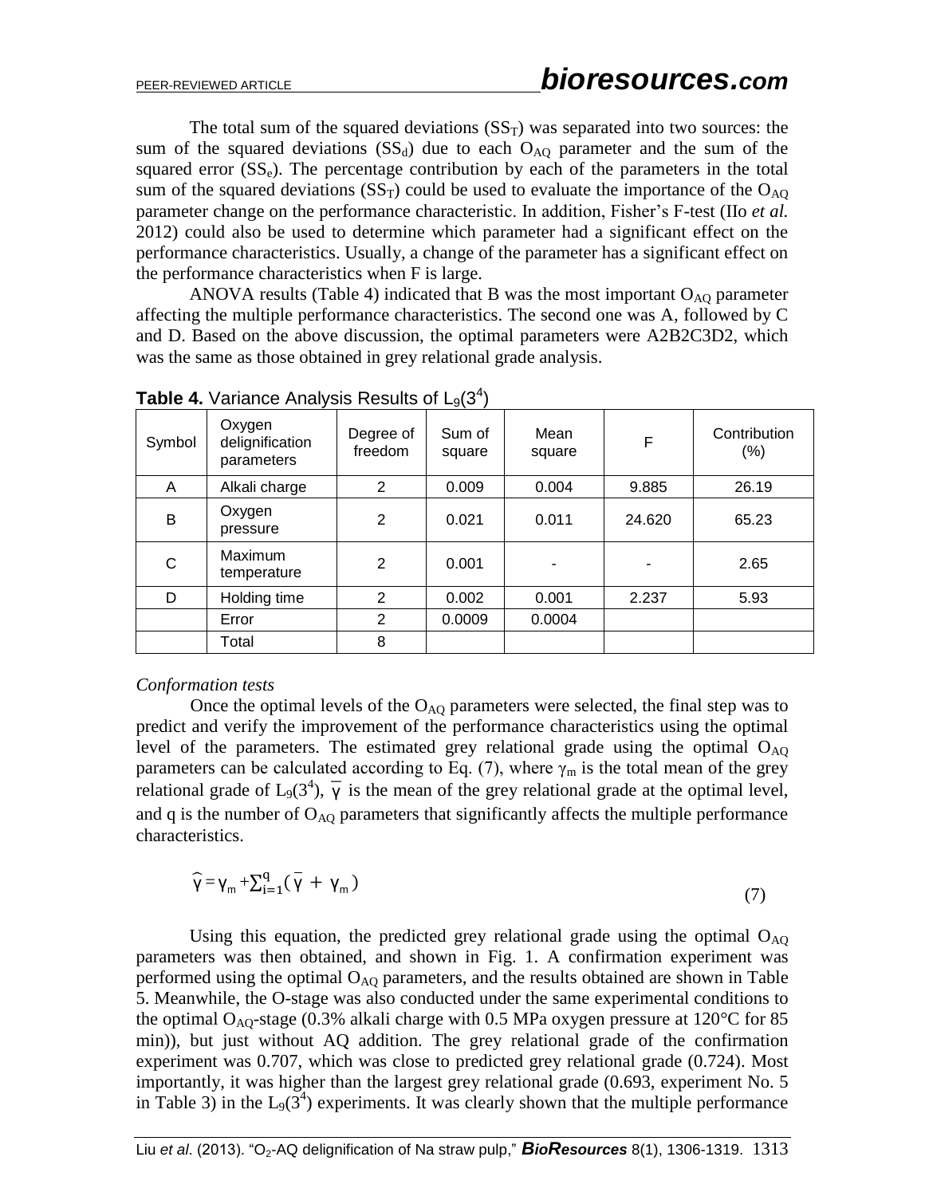The total sum of the squared deviations ($SS_T$) was separated into two sources: the sum of the squared deviations ($SS_d$) due to each $O_{AQ}$ parameter and the sum of the squared error ($SS_e$). The percentage contribution by each of the parameters in the total sum of the squared deviations ($SS_T$) could be used to evaluate the importance of the $O_{AQ}$ parameter change on the performance characteristic. In addition, Fisher's F-test (IIo *et al.* 2012) could also be used to determine which parameter had a significant effect on the performance characteristics. Usually, a change of the parameter has a significant effect on the performance characteristics when F is large.

ANOVA results (Table 4) indicated that B was the most important $O_{AQ}$ parameter affecting the multiple performance characteristics. The second one was A, followed by C and D. Based on the above discussion, the optimal parameters were A2B2C3D2, which was the same as those obtained in grey relational grade analysis.

**Table 4.** Variance Analysis Results of $L_9(3^4)$

| Symbol | Oxygen delignification parameters | Degree of freedom | Sum of square | Mean square | F | Contribution (%) |
|---|---|---|---|---|---|---|
| A | Alkali charge | 2 | 0.009 | 0.004 | 9.885 | 26.19 |
| B | Oxygen pressure | 2 | 0.021 | 0.011 | 24.620 | 65.23 |
| C | Maximum temperature | 2 | 0.001 | - | - | 2.65 |
| D | Holding time | 2 | 0.002 | 0.001 | 2.237 | 5.93 |
| | Error | 2 | 0.0009 | 0.0004 | | |
| | Total | 8 | | | | |

*Conformation tests*

Once the optimal levels of the $O_{AQ}$ parameters were selected, the final step was to predict and verify the improvement of the performance characteristics using the optimal level of the parameters. The estimated grey relational grade using the optimal $O_{AQ}$ parameters can be calculated according to Eq. (7), where $\gamma_m$ is the total mean of the grey relational grade of $L_9(3^4)$, $\bar{\gamma}$ is the mean of the grey relational grade at the optimal level, and q is the number of $O_{AQ}$ parameters that significantly affects the multiple performance characteristics.

$$\hat{\gamma} = \gamma_m + \sum_{i=1}^{q} (\bar{\gamma} + \gamma_m) \tag{7}$$

Using this equation, the predicted grey relational grade using the optimal $O_{AQ}$ parameters was then obtained, and shown in Fig. 1. A confirmation experiment was performed using the optimal $O_{AQ}$ parameters, and the results obtained are shown in Table 5. Meanwhile, the O-stage was also conducted under the same experimental conditions to the optimal $O_{AQ}$-stage (0.3% alkali charge with 0.5 MPa oxygen pressure at 120°C for 85 min)), but just without AQ addition. The grey relational grade of the confirmation experiment was 0.707, which was close to predicted grey relational grade (0.724). Most importantly, it was higher than the largest grey relational grade (0.693, experiment No. 5 in Table 3) in the $L_9(3^4)$ experiments. It was clearly shown that the multiple performance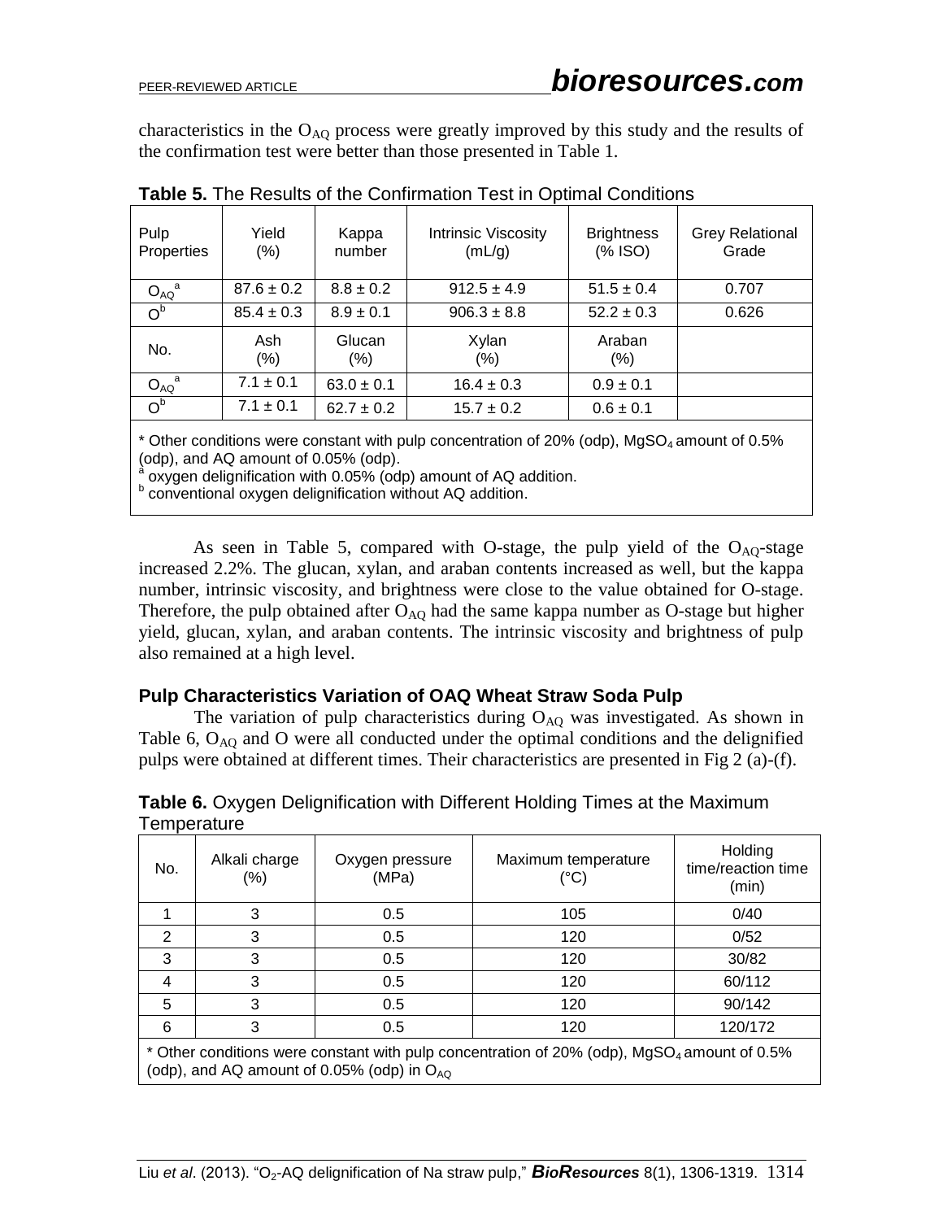characteristics in the $O_{AQ}$ process were greatly improved by this study and the results of the confirmation test were better than those presented in Table 1.

**Table 5.** The Results of the Confirmation Test in Optimal Conditions

| Pulp Properties | Yield (%) | Kappa number | Intrinsic Viscosity (mL/g) | Brightness (% ISO) | Grey Relational Grade |
|---|---|---|---|---|---|
| $O_{AQ}$ [a] | 87.6 ± 0.2 | 8.8 ± 0.2 | 912.5 ± 4.9 | 51.5 ± 0.4 | 0.707 |
| O [b] | 85.4 ± 0.3 | 8.9 ± 0.1 | 906.3 ± 8.8 | 52.2 ± 0.3 | 0.626 |
| No. | Ash (%) | Glucan (%) | Xylan (%) | Araban (%) | |
| $O_{AQ}$ [a] | 7.1 ± 0.1 | 63.0 ± 0.1 | 16.4 ± 0.3 | 0.9 ± 0.1 | |
| O [b] | 7.1 ± 0.1 | 62.7 ± 0.2 | 15.7 ± 0.2 | 0.6 ± 0.1 | |

* Other conditions were constant with pulp concentration of 20% (odp), $MgSO_4$ amount of 0.5% (odp), and AQ amount of 0.05% (odp).
[a] oxygen delignification with 0.05% (odp) amount of AQ addition.
[b] conventional oxygen delignification without AQ addition.

As seen in Table 5, compared with O-stage, the pulp yield of the $O_{AQ}$-stage increased 2.2%. The glucan, xylan, and araban contents increased as well, but the kappa number, intrinsic viscosity, and brightness were close to the value obtained for O-stage. Therefore, the pulp obtained after $O_{AQ}$ had the same kappa number as O-stage but higher yield, glucan, xylan, and araban contents. The intrinsic viscosity and brightness of pulp also remained at a high level.

### Pulp Characteristics Variation of OAQ Wheat Straw Soda Pulp

The variation of pulp characteristics during $O_{AQ}$ was investigated. As shown in Table 6, $O_{AQ}$ and O were all conducted under the optimal conditions and the delignified pulps were obtained at different times. Their characteristics are presented in Fig 2 (a)-(f).

**Table 6.** Oxygen Delignification with Different Holding Times at the Maximum Temperature

| No. | Alkali charge (%) | Oxygen pressure (MPa) | Maximum temperature (°C) | Holding time/reaction time (min) |
|---|---|---|---|---|
| 1 | 3 | 0.5 | 105 | 0/40 |
| 2 | 3 | 0.5 | 120 | 0/52 |
| 3 | 3 | 0.5 | 120 | 30/82 |
| 4 | 3 | 0.5 | 120 | 60/112 |
| 5 | 3 | 0.5 | 120 | 90/142 |
| 6 | 3 | 0.5 | 120 | 120/172 |

* Other conditions were constant with pulp concentration of 20% (odp), $MgSO_4$ amount of 0.5% (odp), and AQ amount of 0.05% (odp) in $O_{AQ}$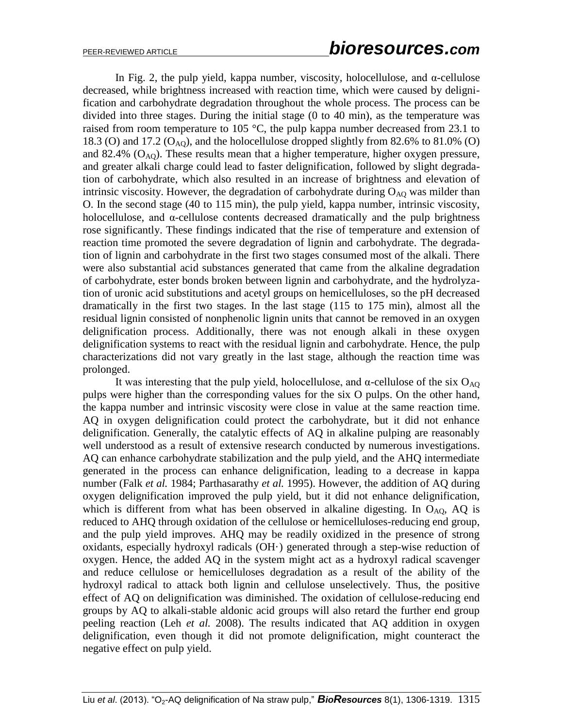In Fig. 2, the pulp yield, kappa number, viscosity, holocellulose, and α-cellulose decreased, while brightness increased with reaction time, which were caused by delignification and carbohydrate degradation throughout the whole process. The process can be divided into three stages. During the initial stage (0 to 40 min), as the temperature was raised from room temperature to 105 °C, the pulp kappa number decreased from 23.1 to 18.3 (O) and 17.2 ($O_{AQ}$), and the holocellulose dropped slightly from 82.6% to 81.0% (O) and 82.4% ($O_{AQ}$). These results mean that a higher temperature, higher oxygen pressure, and greater alkali charge could lead to faster delignification, followed by slight degradation of carbohydrate, which also resulted in an increase of brightness and elevation of intrinsic viscosity. However, the degradation of carbohydrate during $O_{AQ}$ was milder than O. In the second stage (40 to 115 min), the pulp yield, kappa number, intrinsic viscosity, holocellulose, and α-cellulose contents decreased dramatically and the pulp brightness rose significantly. These findings indicated that the rise of temperature and extension of reaction time promoted the severe degradation of lignin and carbohydrate. The degradation of lignin and carbohydrate in the first two stages consumed most of the alkali. There were also substantial acid substances generated that came from the alkaline degradation of carbohydrate, ester bonds broken between lignin and carbohydrate, and the hydrolyzation of uronic acid substitutions and acetyl groups on hemicelluloses, so the pH decreased dramatically in the first two stages. In the last stage (115 to 175 min), almost all the residual lignin consisted of nonphenolic lignin units that cannot be removed in an oxygen delignification process. Additionally, there was not enough alkali in these oxygen delignification systems to react with the residual lignin and carbohydrate. Hence, the pulp characterizations did not vary greatly in the last stage, although the reaction time was prolonged.

It was interesting that the pulp yield, holocellulose, and α-cellulose of the six $O_{AQ}$ pulps were higher than the corresponding values for the six O pulps. On the other hand, the kappa number and intrinsic viscosity were close in value at the same reaction time. AQ in oxygen delignification could protect the carbohydrate, but it did not enhance delignification. Generally, the catalytic effects of AQ in alkaline pulping are reasonably well understood as a result of extensive research conducted by numerous investigations. AQ can enhance carbohydrate stabilization and the pulp yield, and the AHQ intermediate generated in the process can enhance delignification, leading to a decrease in kappa number (Falk *et al.* 1984; Parthasarathy *et al.* 1995). However, the addition of AQ during oxygen delignification improved the pulp yield, but it did not enhance delignification, which is different from what has been observed in alkaline digesting. In $O_{AQ}$, AQ is reduced to AHQ through oxidation of the cellulose or hemicelluloses-reducing end group, and the pulp yield improves. AHQ may be readily oxidized in the presence of strong oxidants, especially hydroxyl radicals (OH·) generated through a step-wise reduction of oxygen. Hence, the added AQ in the system might act as a hydroxyl radical scavenger and reduce cellulose or hemicelluloses degradation as a result of the ability of the hydroxyl radical to attack both lignin and cellulose unselectively. Thus, the positive effect of AQ on delignification was diminished. The oxidation of cellulose-reducing end groups by AQ to alkali-stable aldonic acid groups will also retard the further end group peeling reaction (Leh *et al.* 2008). The results indicated that AQ addition in oxygen delignification, even though it did not promote delignification, might counteract the negative effect on pulp yield.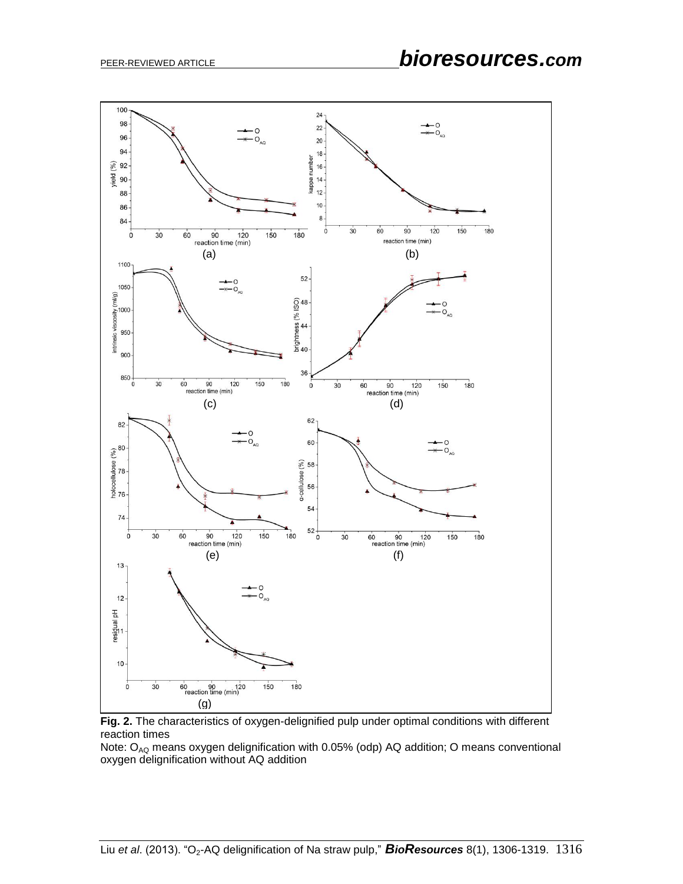**Fig. 2.** The characteristics of oxygen-delignified pulp under optimal conditions with different reaction times

Note: $O_{AQ}$ means oxygen delignification with 0.05% (odp) AQ addition; O means conventional oxygen delignification without AQ addition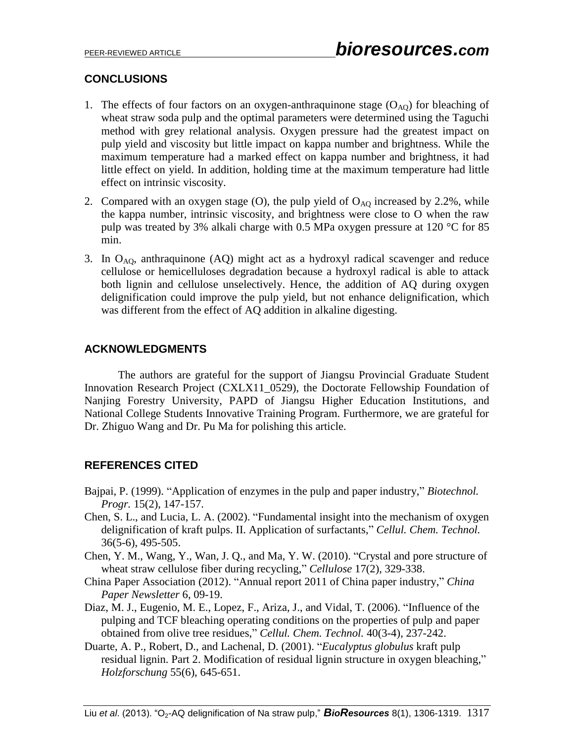## CONCLUSIONS

1. The effects of four factors on an oxygen-anthraquinone stage ($O_{AQ}$) for bleaching of wheat straw soda pulp and the optimal parameters were determined using the Taguchi method with grey relational analysis. Oxygen pressure had the greatest impact on pulp yield and viscosity but little impact on kappa number and brightness. While the maximum temperature had a marked effect on kappa number and brightness, it had little effect on yield. In addition, holding time at the maximum temperature had little effect on intrinsic viscosity.
2. Compared with an oxygen stage (O), the pulp yield of $O_{AQ}$ increased by 2.2%, while the kappa number, intrinsic viscosity, and brightness were close to O when the raw pulp was treated by 3% alkali charge with 0.5 MPa oxygen pressure at 120 °C for 85 min.
3. In $O_{AQ}$, anthraquinone (AQ) might act as a hydroxyl radical scavenger and reduce cellulose or hemicelluloses degradation because a hydroxyl radical is able to attack both lignin and cellulose unselectively. Hence, the addition of AQ during oxygen delignification could improve the pulp yield, but not enhance delignification, which was different from the effect of AQ addition in alkaline digesting.

## ACKNOWLEDGMENTS

The authors are grateful for the support of Jiangsu Provincial Graduate Student Innovation Research Project (CXLX11_0529), the Doctorate Fellowship Foundation of Nanjing Forestry University, PAPD of Jiangsu Higher Education Institutions, and National College Students Innovative Training Program. Furthermore, we are grateful for Dr. Zhiguo Wang and Dr. Pu Ma for polishing this article.

## REFERENCES CITED

Bajpai, P. (1999). "Application of enzymes in the pulp and paper industry," *Biotechnol. Progr.* 15(2), 147-157.

Chen, S. L., and Lucia, L. A. (2002). "Fundamental insight into the mechanism of oxygen delignification of kraft pulps. II. Application of surfactants," *Cellul. Chem. Technol.* 36(5-6), 495-505.

Chen, Y. M., Wang, Y., Wan, J. Q., and Ma, Y. W. (2010). "Crystal and pore structure of wheat straw cellulose fiber during recycling," *Cellulose* 17(2), 329-338.

China Paper Association (2012). "Annual report 2011 of China paper industry," *China Paper Newsletter* 6, 09-19.

Diaz, M. J., Eugenio, M. E., Lopez, F., Ariza, J., and Vidal, T. (2006). "Influence of the pulping and TCF bleaching operating conditions on the properties of pulp and paper obtained from olive tree residues," *Cellul. Chem. Technol.* 40(3-4), 237-242.

Duarte, A. P., Robert, D., and Lachenal, D. (2001). "*Eucalyptus globulus* kraft pulp residual lignin. Part 2. Modification of residual lignin structure in oxygen bleaching," *Holzforschung* 55(6), 645-651.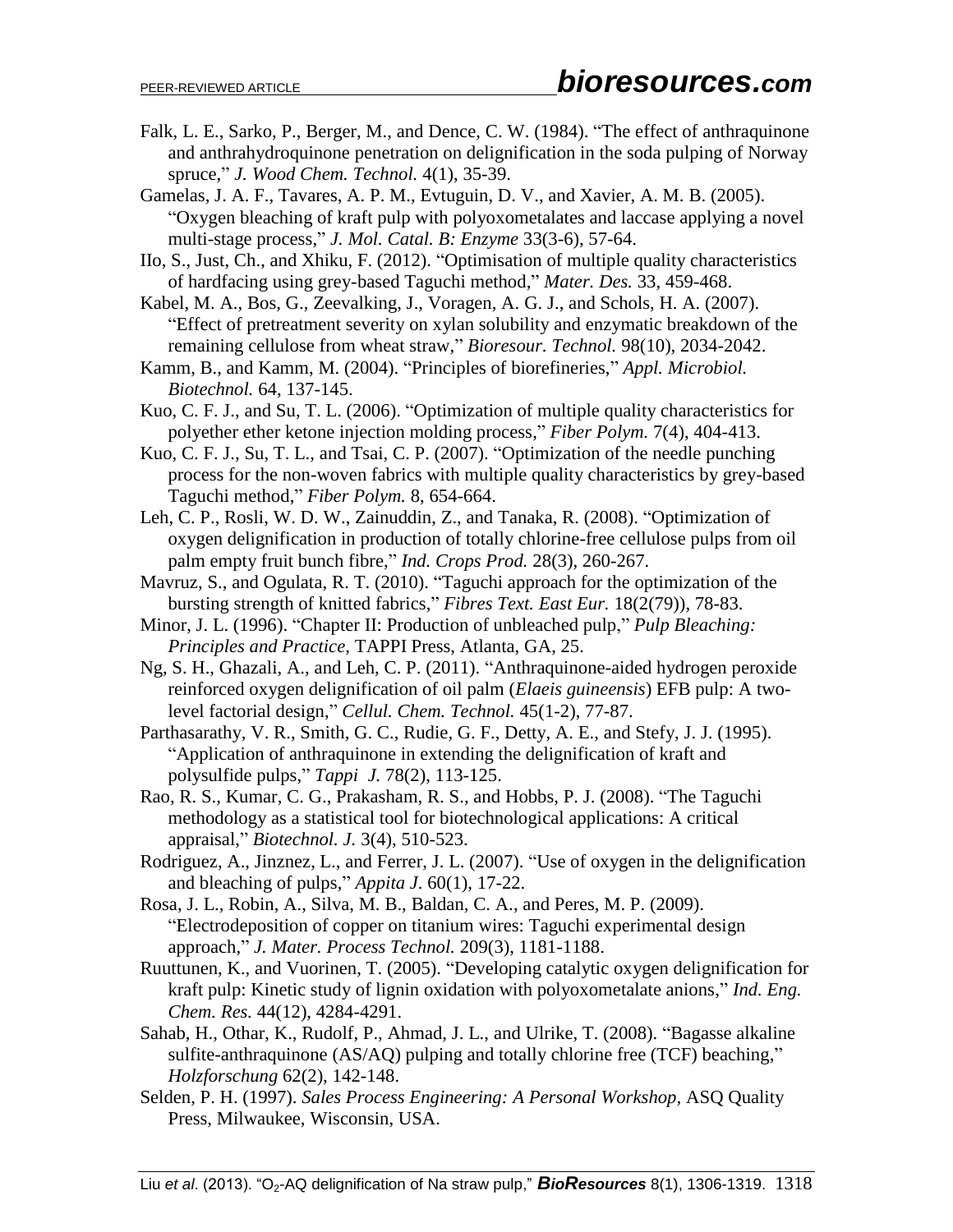Falk, L. E., Sarko, P., Berger, M., and Dence, C. W. (1984). "The effect of anthraquinone and anthrahydroquinone penetration on delignification in the soda pulping of Norway spruce," *J. Wood Chem. Technol.* 4(1), 35-39.

Gamelas, J. A. F., Tavares, A. P. M., Evtuguin, D. V., and Xavier, A. M. B. (2005). "Oxygen bleaching of kraft pulp with polyoxometalates and laccase applying a novel multi-stage process," *J. Mol. Catal. B: Enzyme* 33(3-6), 57-64.

IIo, S., Just, Ch., and Xhiku, F. (2012). "Optimisation of multiple quality characteristics of hardfacing using grey-based Taguchi method," *Mater. Des.* 33, 459-468.

Kabel, M. A., Bos, G., Zeevalking, J., Voragen, A. G. J., and Schols, H. A. (2007). "Effect of pretreatment severity on xylan solubility and enzymatic breakdown of the remaining cellulose from wheat straw," *Bioresour. Technol.* 98(10), 2034-2042.

Kamm, B., and Kamm, M. (2004). "Principles of biorefineries," *Appl. Microbiol. Biotechnol.* 64, 137-145.

Kuo, C. F. J., and Su, T. L. (2006). "Optimization of multiple quality characteristics for polyether ether ketone injection molding process," *Fiber Polym.* 7(4), 404-413.

Kuo, C. F. J., Su, T. L., and Tsai, C. P. (2007). "Optimization of the needle punching process for the non-woven fabrics with multiple quality characteristics by grey-based Taguchi method," *Fiber Polym.* 8, 654-664.

Leh, C. P., Rosli, W. D. W., Zainuddin, Z., and Tanaka, R. (2008). "Optimization of oxygen delignification in production of totally chlorine-free cellulose pulps from oil palm empty fruit bunch fibre," *Ind. Crops Prod.* 28(3), 260-267.

Mavruz, S., and Ogulata, R. T. (2010). "Taguchi approach for the optimization of the bursting strength of knitted fabrics," *Fibres Text. East Eur.* 18(2(79)), 78-83.

Minor, J. L. (1996). "Chapter II: Production of unbleached pulp," *Pulp Bleaching: Principles and Practice*, TAPPI Press, Atlanta, GA, 25.

Ng, S. H., Ghazali, A., and Leh, C. P. (2011). "Anthraquinone-aided hydrogen peroxide reinforced oxygen delignification of oil palm (*Elaeis guineensis*) EFB pulp: A two-level factorial design," *Cellul. Chem. Technol.* 45(1-2), 77-87.

Parthasarathy, V. R., Smith, G. C., Rudie, G. F., Detty, A. E., and Stefy, J. J. (1995). "Application of anthraquinone in extending the delignification of kraft and polysulfide pulps," *Tappi J.* 78(2), 113-125.

Rao, R. S., Kumar, C. G., Prakasham, R. S., and Hobbs, P. J. (2008). "The Taguchi methodology as a statistical tool for biotechnological applications: A critical appraisal," *Biotechnol. J.* 3(4), 510-523.

Rodriguez, A., Jinznez, L., and Ferrer, J. L. (2007). "Use of oxygen in the delignification and bleaching of pulps," *Appita J.* 60(1), 17-22.

Rosa, J. L., Robin, A., Silva, M. B., Baldan, C. A., and Peres, M. P. (2009). "Electrodeposition of copper on titanium wires: Taguchi experimental design approach," *J. Mater. Process Technol.* 209(3), 1181-1188.

Ruuttunen, K., and Vuorinen, T. (2005). "Developing catalytic oxygen delignification for kraft pulp: Kinetic study of lignin oxidation with polyoxometalate anions," *Ind. Eng. Chem. Res.* 44(12), 4284-4291.

Sahab, H., Othar, K., Rudolf, P., Ahmad, J. L., and Ulrike, T. (2008). "Bagasse alkaline sulfite-anthraquinone (AS/AQ) pulping and totally chlorine free (TCF) beaching," *Holzforschung* 62(2), 142-148.

Selden, P. H. (1997). *Sales Process Engineering: A Personal Workshop*, ASQ Quality Press, Milwaukee, Wisconsin, USA.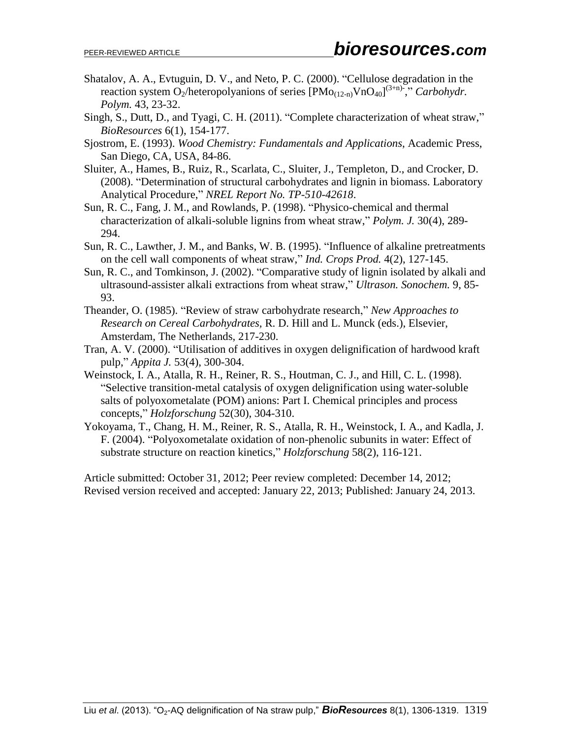Shatalov, A. A., Evtuguin, D. V., and Neto, P. C. (2000). "Cellulose degradation in the reaction system $O_2$/heteropolyanions of series $[PMo_{(12-n)}VnO_{40}]^{(3+n)-}$," *Carbohydr. Polym.* 43, 23-32.

Singh, S., Dutt, D., and Tyagi, C. H. (2011). "Complete characterization of wheat straw," *BioResources* 6(1), 154-177.

Sjostrom, E. (1993). *Wood Chemistry: Fundamentals and Applications*, Academic Press, San Diego, CA, USA, 84-86.

Sluiter, A., Hames, B., Ruiz, R., Scarlata, C., Sluiter, J., Templeton, D., and Crocker, D. (2008). "Determination of structural carbohydrates and lignin in biomass. Laboratory Analytical Procedure," *NREL Report No. TP-510-42618*.

Sun, R. C., Fang, J. M., and Rowlands, P. (1998). "Physico-chemical and thermal characterization of alkali-soluble lignins from wheat straw," *Polym. J.* 30(4), 289-294.

Sun, R. C., Lawther, J. M., and Banks, W. B. (1995). "Influence of alkaline pretreatments on the cell wall components of wheat straw," *Ind. Crops Prod.* 4(2), 127-145.

Sun, R. C., and Tomkinson, J. (2002). "Comparative study of lignin isolated by alkali and ultrasound-assister alkali extractions from wheat straw," *Ultrason. Sonochem.* 9, 85-93.

Theander, O. (1985). "Review of straw carbohydrate research," *New Approaches to Research on Cereal Carbohydrates*, R. D. Hill and L. Munck (eds.), Elsevier, Amsterdam, The Netherlands, 217-230.

Tran, A. V. (2000). "Utilisation of additives in oxygen delignification of hardwood kraft pulp," *Appita J.* 53(4), 300-304.

Weinstock, I. A., Atalla, R. H., Reiner, R. S., Houtman, C. J., and Hill, C. L. (1998). "Selective transition-metal catalysis of oxygen delignification using water-soluble salts of polyoxometalate (POM) anions: Part I. Chemical principles and process concepts," *Holzforschung* 52(30), 304-310.

Yokoyama, T., Chang, H. M., Reiner, R. S., Atalla, R. H., Weinstock, I. A., and Kadla, J. F. (2004). "Polyoxometalate oxidation of non-phenolic subunits in water: Effect of substrate structure on reaction kinetics," *Holzforschung* 58(2), 116-121.

Article submitted: October 31, 2012; Peer review completed: December 14, 2012; Revised version received and accepted: January 22, 2013; Published: January 24, 2013.